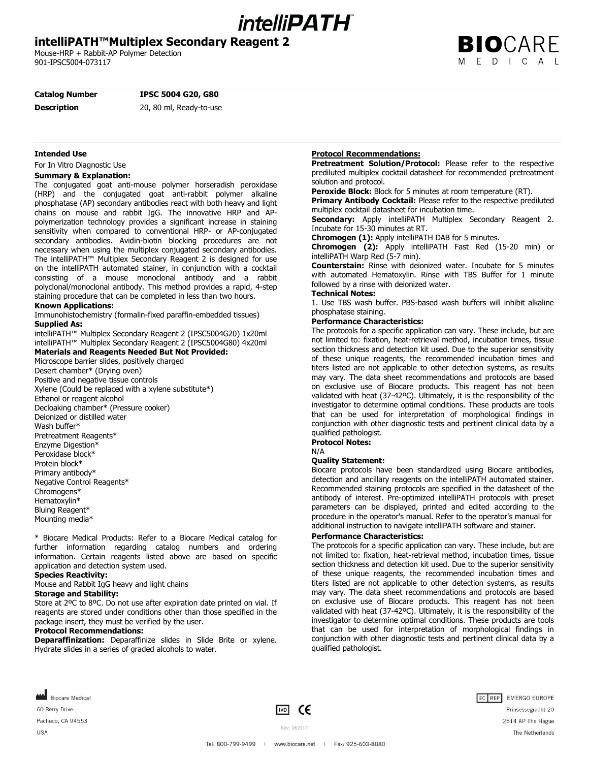# intelliPATH™Multiplex Secondary Reagent 2

Mouse-HRP + Rabbit-AP Polymer Detection
901-IPSC5004-073117

| **Catalog Number** | **IPSC 5004 G20, G80** |
|---|---|
| **Description** | 20, 80 ml, Ready-to-use |

**Intended Use**

For In Vitro Diagnostic Use

**Summary & Explanation:**

The conjugated goat anti-mouse polymer horseradish peroxidase (HRP) and the conjugated goat anti-rabbit polymer alkaline phosphatase (AP) secondary antibodies react with both heavy and light chains on mouse and rabbit IgG. The innovative HRP and AP-polymerization technology provides a significant increase in staining sensitivity when compared to conventional HRP- or AP-conjugated secondary antibodies. Avidin-biotin blocking procedures are not necessary when using the multiplex conjugated secondary antibodies. The intelliPATH™ Multiplex Secondary Reagent 2 is designed for use on the intelliPATH automated stainer, in conjunction with a cocktail consisting of a mouse monoclonal antibody and a rabbit polyclonal/monoclonal antibody. This method provides a rapid, 4-step staining procedure that can be completed in less than two hours.

**Known Applications:**

Immunohistochemistry (formalin-fixed paraffin-embedded tissues)

**Supplied As:**

intelliPATH™ Multiplex Secondary Reagent 2 (IPSC5004G20) 1x20ml
intelliPATH™ Multiplex Secondary Reagent 2 (IPSC5004G80) 4x20ml

**Materials and Reagents Needed But Not Provided:**

Microscope barrier slides, positively charged
Desert chamber* (Drying oven)
Positive and negative tissue controls
Xylene (Could be replaced with a xylene substitute*)
Ethanol or reagent alcohol
Decloaking chamber* (Pressure cooker)
Deionized or distilled water
Wash buffer*
Pretreatment Reagents*
Enzyme Digestion*
Peroxidase block*
Protein block*
Primary antibody*
Negative Control Reagents*
Chromogens*
Hematoxylin*
Bluing Reagent*
Mounting media*

* Biocare Medical Products: Refer to a Biocare Medical catalog for further information regarding catalog numbers and ordering information. Certain reagents listed above are based on specific application and detection system used.

**Species Reactivity:**

Mouse and Rabbit IgG heavy and light chains

**Storage and Stability:**

Store at 2ºC to 8ºC. Do not use after expiration date printed on vial. If reagents are stored under conditions other than those specified in the package insert, they must be verified by the user.

**Protocol Recommendations:**

**Deparaffinization:** Deparaffinize slides in Slide Brite or xylene. Hydrate slides in a series of graded alcohols to water.

**Protocol Recommendations:**

**Pretreatment Solution/Protocol:** Please refer to the respective prediluted multiplex cocktail datasheet for recommended pretreatment solution and protocol.

**Peroxide Block:** Block for 5 minutes at room temperature (RT).

**Primary Antibody Cocktail:** Please refer to the respective prediluted multiplex cocktail datasheet for incubation time.

**Secondary:** Apply intelliPATH Multiplex Secondary Reagent 2. Incubate for 15-30 minutes at RT.

**Chromogen (1):** Apply intelliPATH DAB for 5 minutes.

**Chromogen (2):** Apply intelliPATH Fast Red (15-20 min) or intelliPATH Warp Red (5-7 min).

**Counterstain:** Rinse with deionized water. Incubate for 5 minutes with automated Hematoxylin. Rinse with TBS Buffer for 1 minute followed by a rinse with deionized water.

**Technical Notes:**

1. Use TBS wash buffer. PBS-based wash buffers will inhibit alkaline phosphatase staining.

**Performance Characteristics:**

The protocols for a specific application can vary. These include, but are not limited to: fixation, heat-retrieval method, incubation times, tissue section thickness and detection kit used. Due to the superior sensitivity of these unique reagents, the recommended incubation times and titers listed are not applicable to other detection systems, as results may vary. The data sheet recommendations and protocols are based on exclusive use of Biocare products. This reagent has not been validated with heat (37-42ºC). Ultimately, it is the responsibility of the investigator to determine optimal conditions. These products are tools that can be used for interpretation of morphological findings in conjunction with other diagnostic tests and pertinent clinical data by a qualified pathologist.

**Protocol Notes:**

N/A

**Quality Statement:**

Biocare protocols have been standardized using Biocare antibodies, detection and ancillary reagents on the intelliPATH automated stainer. Recommended staining protocols are specified in the datasheet of the antibody of interest. Pre-optimized intelliPATH protocols with preset parameters can be displayed, printed and edited according to the procedure in the operator's manual. Refer to the operator's manual for additional instruction to navigate intelliPATH software and stainer.

**Performance Characteristics:**

The protocols for a specific application can vary. These include, but are not limited to: fixation, heat-retrieval method, incubation times, tissue section thickness and detection kit used. Due to the superior sensitivity of these unique reagents, the recommended incubation times and titers listed are not applicable to other detection systems, as results may vary. The data sheet recommendations and protocols are based on exclusive use of Biocare products. This reagent has not been validated with heat (37-42ºC). Ultimately, it is the responsibility of the investigator to determine optimal conditions. These products are tools that can be used for interpretation of morphological findings in conjunction with other diagnostic tests and pertinent clinical data by a qualified pathologist.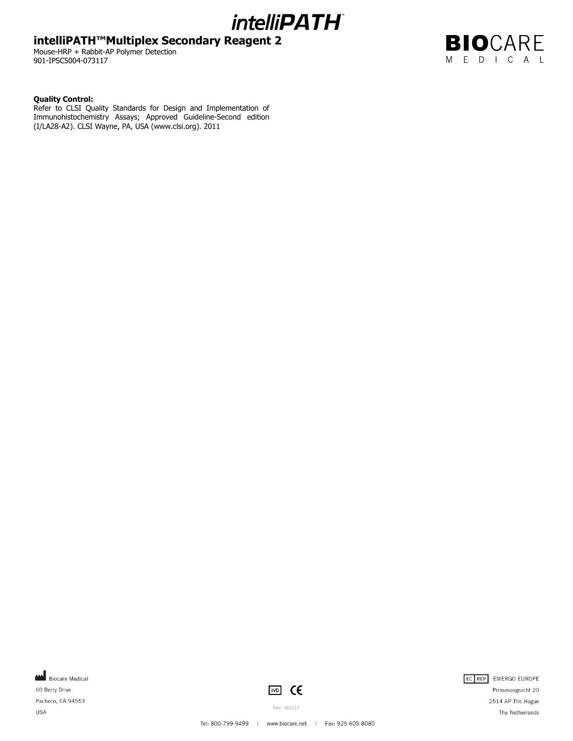**Quality Control:**

Refer to CLSI Quality Standards for Design and Implementation of Immunohistochemistry Assays; Approved Guideline-Second edition (I/LA28-A2). CLSI Wayne, PA, USA (www.clsi.org). 2011